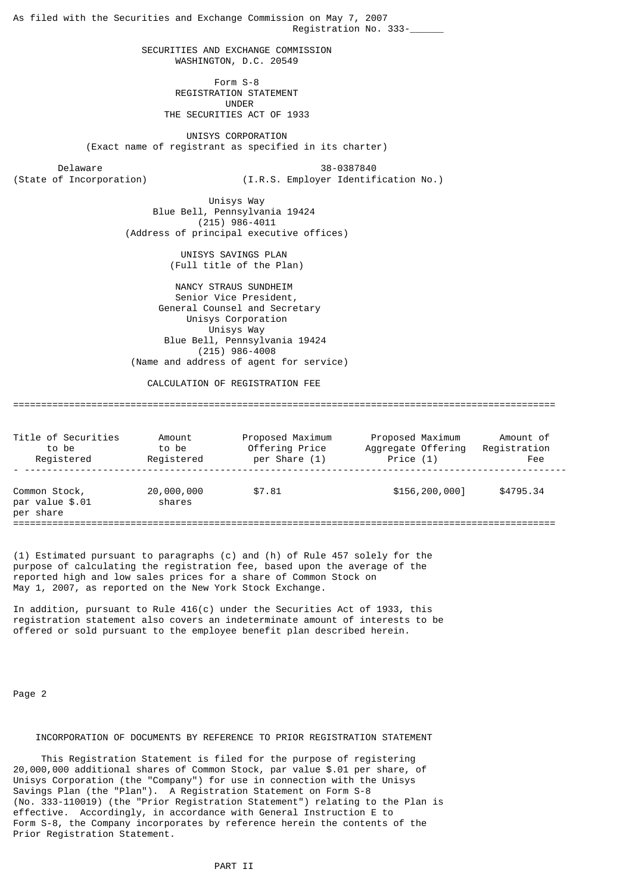As filed with the Securities and Exchange Commission on May 7, 2007

Registration No. 333-______

SECURITIES AND EXCHANGE COMMISSION
WASHINGTON, D.C. 20549

Form S-8
REGISTRATION STATEMENT
UNDER
THE SECURITIES ACT OF 1933

UNISYS CORPORATION
(Exact name of registrant as specified in its charter)

Delaware
(State of Incorporation)

38-0387840
(I.R.S. Employer Identification No.)

Unisys Way
Blue Bell, Pennsylvania 19424
(215) 986-4011
(Address of principal executive offices)

UNISYS SAVINGS PLAN
(Full title of the Plan)

NANCY STRAUS SUNDHEIM
Senior Vice President,
General Counsel and Secretary
Unisys Corporation
Unisys Way
Blue Bell, Pennsylvania 19424
(215) 986-4008
(Name and address of agent for service)

CALCULATION OF REGISTRATION FEE

| Title of Securities to be Registered | Amount to be Registered | Proposed Maximum Offering Price per Share (1) | Proposed Maximum Aggregate Offering Price (1) | Amount of Registration Fee |
|---|---|---|---|---|
| Common Stock, par value $.01 per share | 20,000,000 shares | $7.81 | $156,200,000] | $4795.34 |

(1) Estimated pursuant to paragraphs (c) and (h) of Rule 457 solely for the purpose of calculating the registration fee, based upon the average of the reported high and low sales prices for a share of Common Stock on May 1, 2007, as reported on the New York Stock Exchange.

In addition, pursuant to Rule 416(c) under the Securities Act of 1933, this registration statement also covers an indeterminate amount of interests to be offered or sold pursuant to the employee benefit plan described herein.

## INCORPORATION OF DOCUMENTS BY REFERENCE TO PRIOR REGISTRATION STATEMENT

This Registration Statement is filed for the purpose of registering 20,000,000 additional shares of Common Stock, par value $.01 per share, of Unisys Corporation (the "Company") for use in connection with the Unisys Savings Plan (the "Plan"). A Registration Statement on Form S-8 (No. 333-110019) (the "Prior Registration Statement") relating to the Plan is effective. Accordingly, in accordance with General Instruction E to Form S-8, the Company incorporates by reference herein the contents of the Prior Registration Statement.

## PART II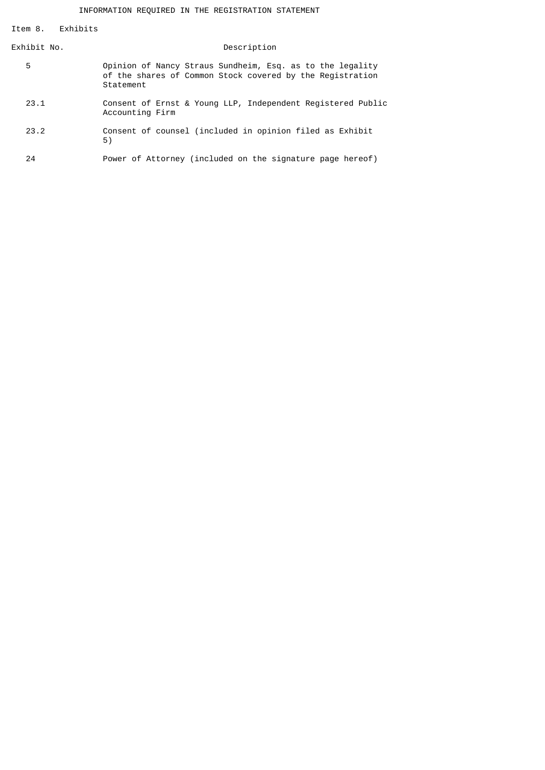INFORMATION REQUIRED IN THE REGISTRATION STATEMENT

## Item 8. Exhibits

| Exhibit No. | Description |
|---|---|
| 5 | Opinion of Nancy Straus Sundheim, Esq. as to the legality of the shares of Common Stock covered by the Registration Statement |
| 23.1 | Consent of Ernst & Young LLP, Independent Registered Public Accounting Firm |
| 23.2 | Consent of counsel (included in opinion filed as Exhibit 5) |
| 24 | Power of Attorney (included on the signature page hereof) |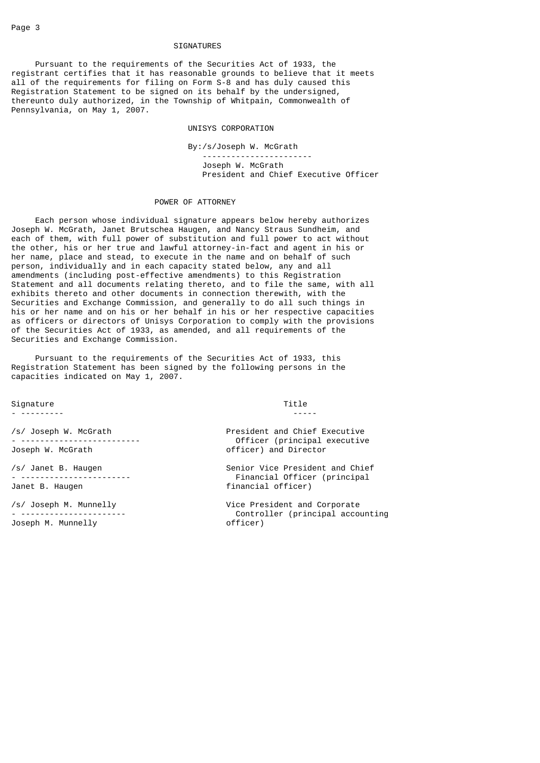## SIGNATURES

Pursuant to the requirements of the Securities Act of 1933, the registrant certifies that it has reasonable grounds to believe that it meets all of the requirements for filing on Form S-8 and has duly caused this Registration Statement to be signed on its behalf by the undersigned, thereunto duly authorized, in the Township of Whitpain, Commonwealth of Pennsylvania, on May 1, 2007.

UNISYS CORPORATION

By:/s/Joseph W. McGrath
Joseph W. McGrath
President and Chief Executive Officer

## POWER OF ATTORNEY

Each person whose individual signature appears below hereby authorizes Joseph W. McGrath, Janet Brutschea Haugen, and Nancy Straus Sundheim, and each of them, with full power of substitution and full power to act without the other, his or her true and lawful attorney-in-fact and agent in his or her name, place and stead, to execute in the name and on behalf of such person, individually and in each capacity stated below, any and all amendments (including post-effective amendments) to this Registration Statement and all documents relating thereto, and to file the same, with all exhibits thereto and other documents in connection therewith, with the Securities and Exchange Commission, and generally to do all such things in his or her name and on his or her behalf in his or her respective capacities as officers or directors of Unisys Corporation to comply with the provisions of the Securities Act of 1933, as amended, and all requirements of the Securities and Exchange Commission.

Pursuant to the requirements of the Securities Act of 1933, this Registration Statement has been signed by the following persons in the capacities indicated on May 1, 2007.

| Signature | Title |
|---|---|
| /s/ Joseph W. McGrath<br>Joseph W. McGrath | President and Chief Executive Officer (principal executive officer) and Director |
| /s/ Janet B. Haugen<br>Janet B. Haugen | Senior Vice President and Chief Financial Officer (principal financial officer) |
| /s/ Joseph M. Munnelly<br>Joseph M. Munnelly | Vice President and Corporate Controller (principal accounting officer) |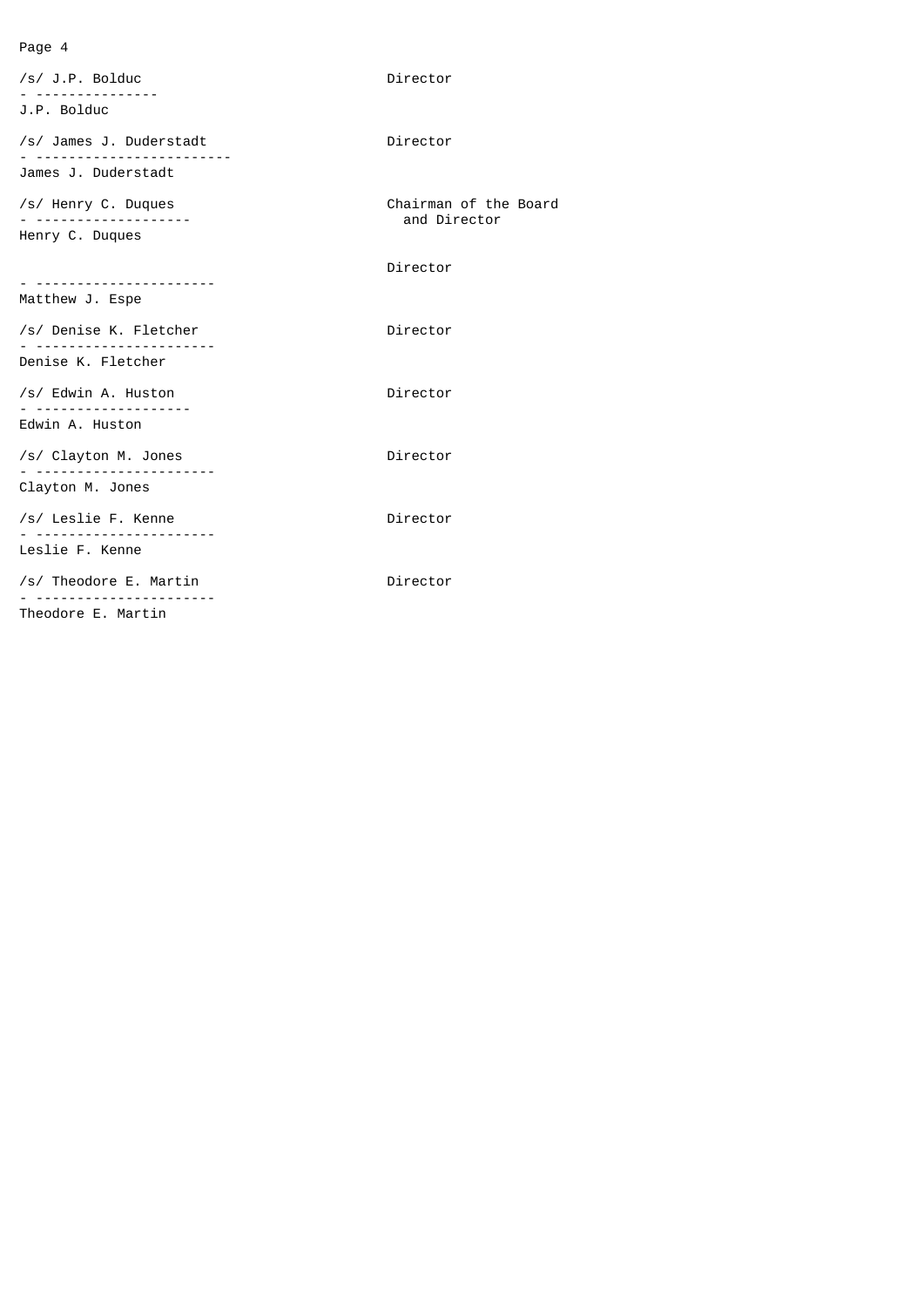| | |
|---|---|
| /s/ J.P. Bolduc<br>J.P. Bolduc | Director |
| /s/ James J. Duderstadt<br>James J. Duderstadt | Director |
| /s/ Henry C. Duques<br>Henry C. Duques | Chairman of the Board and Director |
| Matthew J. Espe | Director |
| /s/ Denise K. Fletcher<br>Denise K. Fletcher | Director |
| /s/ Edwin A. Huston<br>Edwin A. Huston | Director |
| /s/ Clayton M. Jones<br>Clayton M. Jones | Director |
| /s/ Leslie F. Kenne<br>Leslie F. Kenne | Director |
| /s/ Theodore E. Martin<br>Theodore E. Martin | Director |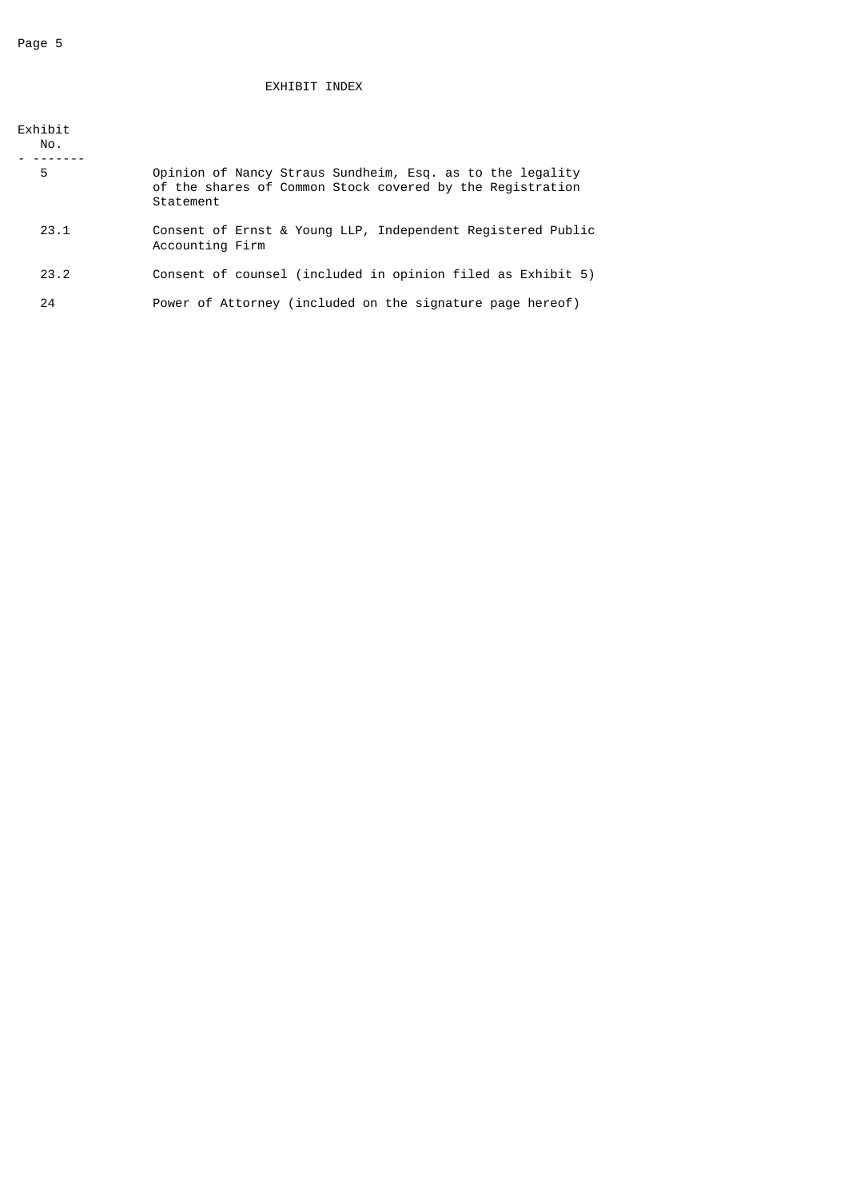## EXHIBIT INDEX

| Exhibit No. | |
|---|---|
| 5 | Opinion of Nancy Straus Sundheim, Esq. as to the legality of the shares of Common Stock covered by the Registration Statement |
| 23.1 | Consent of Ernst & Young LLP, Independent Registered Public Accounting Firm |
| 23.2 | Consent of counsel (included in opinion filed as Exhibit 5) |
| 24 | Power of Attorney (included on the signature page hereof) |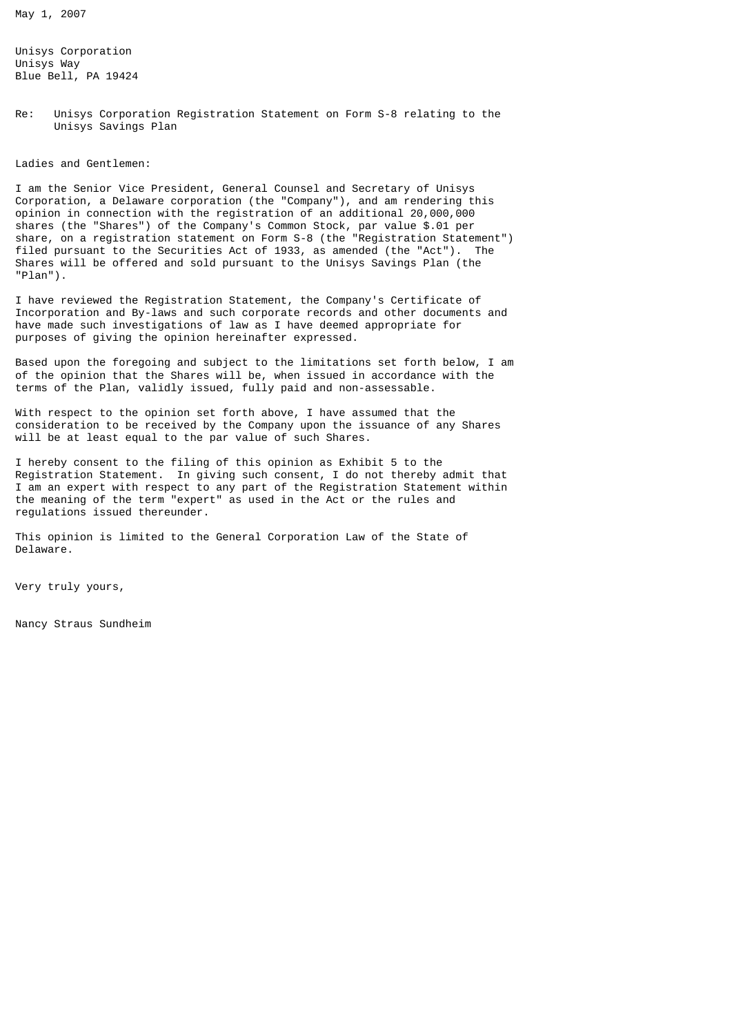May 1, 2007

Unisys Corporation
Unisys Way
Blue Bell, PA 19424

Re: Unisys Corporation Registration Statement on Form S-8 relating to the Unisys Savings Plan

Ladies and Gentlemen:

I am the Senior Vice President, General Counsel and Secretary of Unisys Corporation, a Delaware corporation (the "Company"), and am rendering this opinion in connection with the registration of an additional 20,000,000 shares (the "Shares") of the Company's Common Stock, par value $.01 per share, on a registration statement on Form S-8 (the "Registration Statement") filed pursuant to the Securities Act of 1933, as amended (the "Act"). The Shares will be offered and sold pursuant to the Unisys Savings Plan (the "Plan").

I have reviewed the Registration Statement, the Company's Certificate of Incorporation and By-laws and such corporate records and other documents and have made such investigations of law as I have deemed appropriate for purposes of giving the opinion hereinafter expressed.

Based upon the foregoing and subject to the limitations set forth below, I am of the opinion that the Shares will be, when issued in accordance with the terms of the Plan, validly issued, fully paid and non-assessable.

With respect to the opinion set forth above, I have assumed that the consideration to be received by the Company upon the issuance of any Shares will be at least equal to the par value of such Shares.

I hereby consent to the filing of this opinion as Exhibit 5 to the Registration Statement. In giving such consent, I do not thereby admit that I am an expert with respect to any part of the Registration Statement within the meaning of the term "expert" as used in the Act or the rules and regulations issued thereunder.

This opinion is limited to the General Corporation Law of the State of Delaware.

Very truly yours,

Nancy Straus Sundheim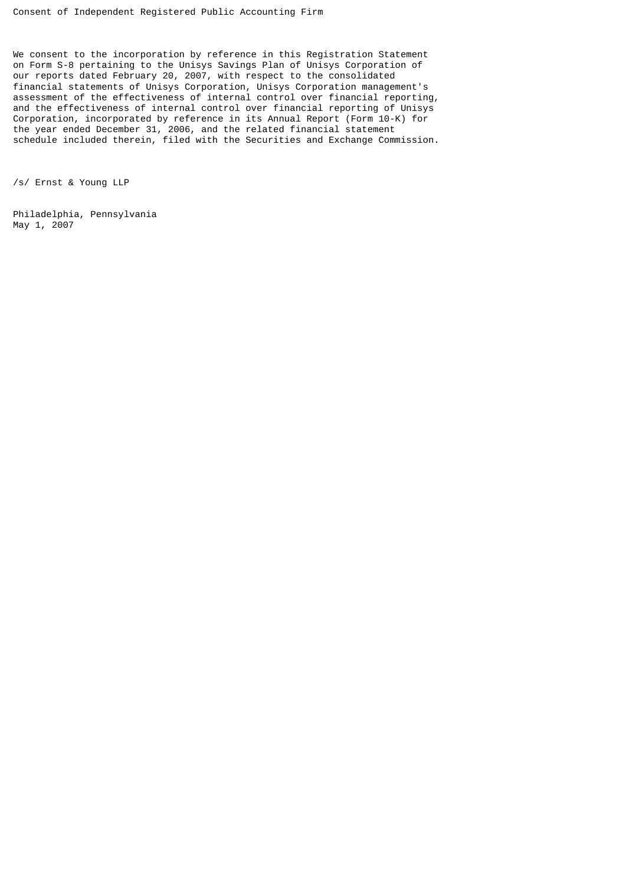# Consent of Independent Registered Public Accounting Firm

We consent to the incorporation by reference in this Registration Statement on Form S-8 pertaining to the Unisys Savings Plan of Unisys Corporation of our reports dated February 20, 2007, with respect to the consolidated financial statements of Unisys Corporation, Unisys Corporation management's assessment of the effectiveness of internal control over financial reporting, and the effectiveness of internal control over financial reporting of Unisys Corporation, incorporated by reference in its Annual Report (Form 10-K) for the year ended December 31, 2006, and the related financial statement schedule included therein, filed with the Securities and Exchange Commission.

/s/ Ernst & Young LLP

Philadelphia, Pennsylvania
May 1, 2007